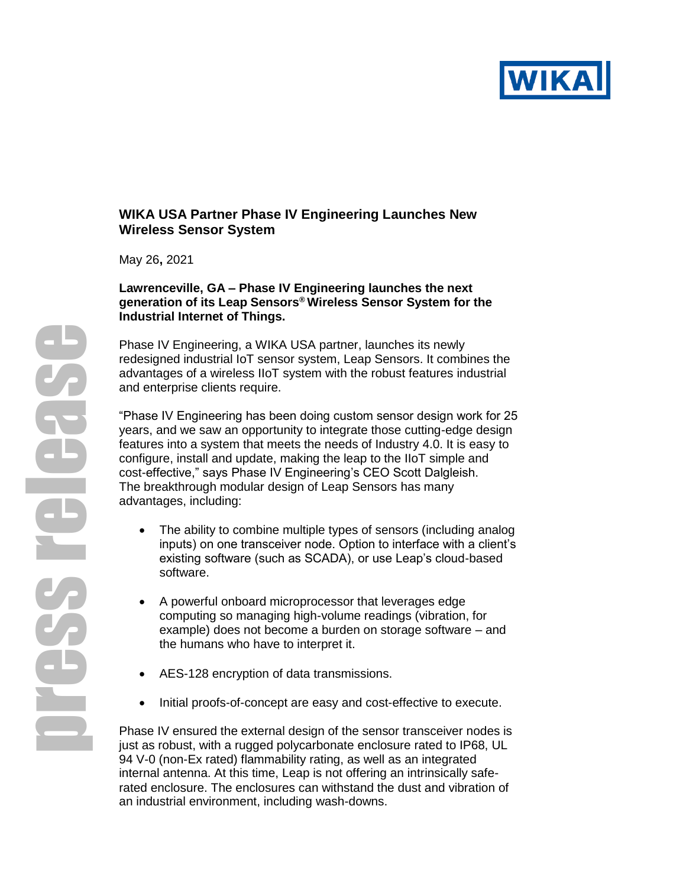# WIKA USA Partner Phase IV Engineering Launches New Wireless Sensor System

May 26, 2021

**Lawrenceville, GA – Phase IV Engineering launches the next generation of its Leap Sensors® Wireless Sensor System for the Industrial Internet of Things.**

Phase IV Engineering, a WIKA USA partner, launches its newly redesigned industrial IoT sensor system, Leap Sensors. It combines the advantages of a wireless IIoT system with the robust features industrial and enterprise clients require.

"Phase IV Engineering has been doing custom sensor design work for 25 years, and we saw an opportunity to integrate those cutting-edge design features into a system that meets the needs of Industry 4.0. It is easy to configure, install and update, making the leap to the IIoT simple and cost-effective," says Phase IV Engineering's CEO Scott Dalgleish. The breakthrough modular design of Leap Sensors has many advantages, including:

- The ability to combine multiple types of sensors (including analog inputs) on one transceiver node. Option to interface with a client's existing software (such as SCADA), or use Leap's cloud-based software.
- A powerful onboard microprocessor that leverages edge computing so managing high-volume readings (vibration, for example) does not become a burden on storage software – and the humans who have to interpret it.
- AES-128 encryption of data transmissions.
- Initial proofs-of-concept are easy and cost-effective to execute.

Phase IV ensured the external design of the sensor transceiver nodes is just as robust, with a rugged polycarbonate enclosure rated to IP68, UL 94 V-0 (non-Ex rated) flammability rating, as well as an integrated internal antenna. At this time, Leap is not offering an intrinsically safe-rated enclosure. The enclosures can withstand the dust and vibration of an industrial environment, including wash-downs.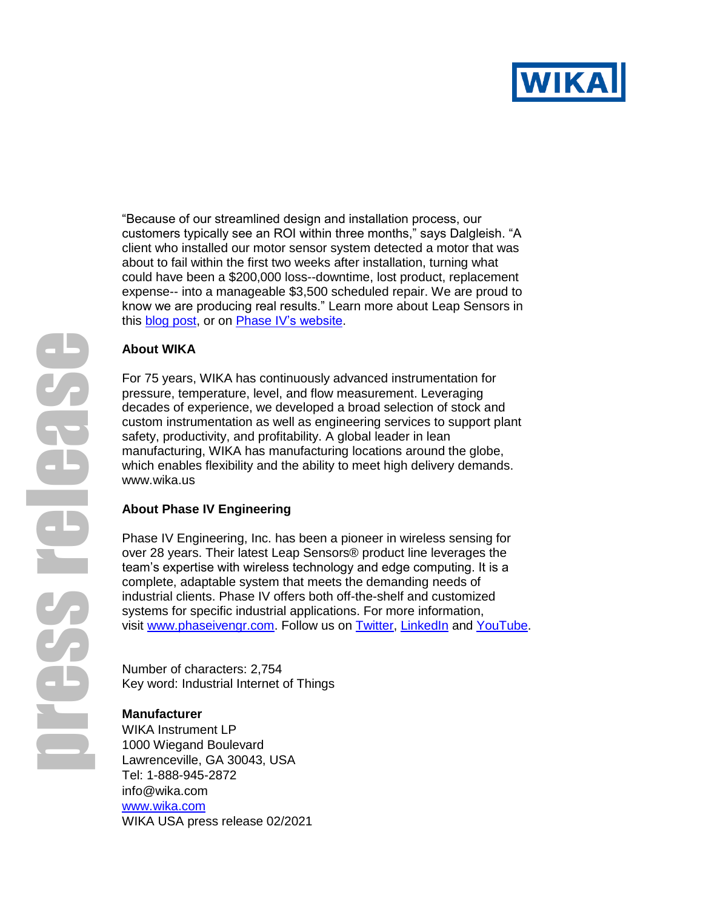"Because of our streamlined design and installation process, our customers typically see an ROI within three months," says Dalgleish. "A client who installed our motor sensor system detected a motor that was about to fail within the first two weeks after installation, turning what could have been a $200,000 loss--downtime, lost product, replacement expense-- into a manageable $3,500 scheduled repair. We are proud to know we are producing real results." Learn more about Leap Sensors in this blog post, or on Phase IV's website.

**About WIKA**

For 75 years, WIKA has continuously advanced instrumentation for pressure, temperature, level, and flow measurement. Leveraging decades of experience, we developed a broad selection of stock and custom instrumentation as well as engineering services to support plant safety, productivity, and profitability. A global leader in lean manufacturing, WIKA has manufacturing locations around the globe, which enables flexibility and the ability to meet high delivery demands. www.wika.us

**About Phase IV Engineering**

Phase IV Engineering, Inc. has been a pioneer in wireless sensing for over 28 years. Their latest Leap Sensors® product line leverages the team's expertise with wireless technology and edge computing. It is a complete, adaptable system that meets the demanding needs of industrial clients. Phase IV offers both off-the-shelf and customized systems for specific industrial applications. For more information, visit www.phaseivengr.com. Follow us on Twitter, LinkedIn and YouTube.

Number of characters: 2,754
Key word: Industrial Internet of Things

**Manufacturer**
WIKA Instrument LP
1000 Wiegand Boulevard
Lawrenceville, GA 30043, USA
Tel: 1-888-945-2872
info@wika.com
www.wika.com
WIKA USA press release 02/2021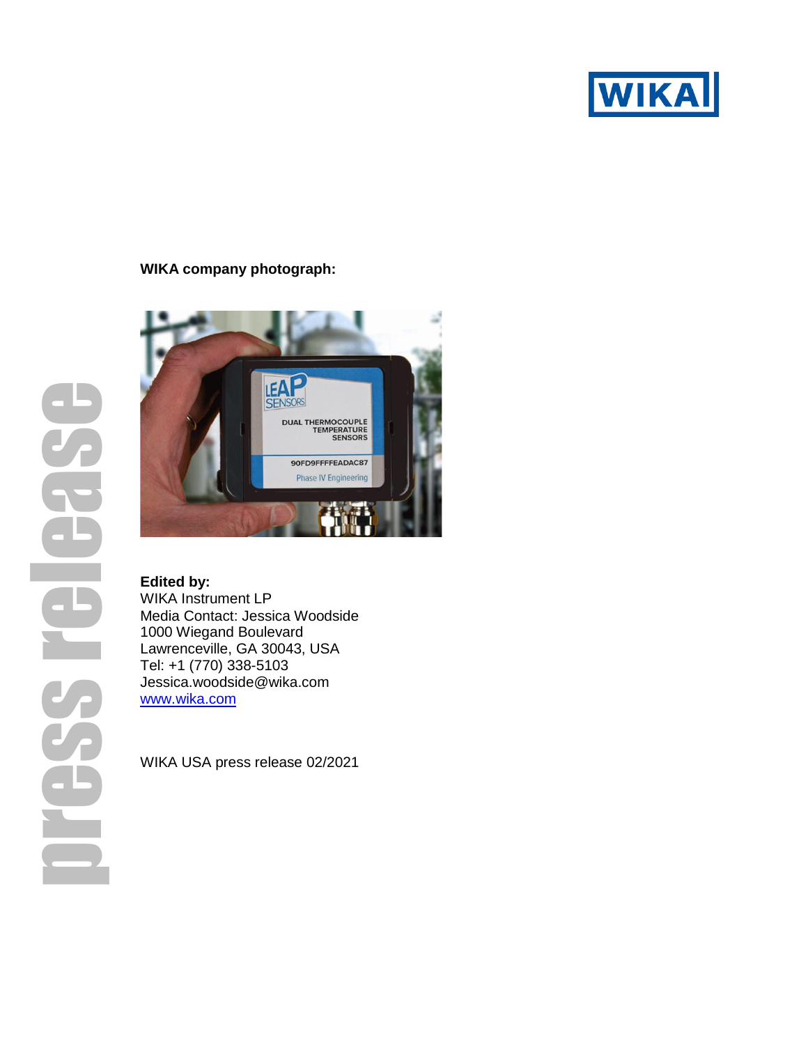**WIKA company photograph:**

**Edited by:**
WIKA Instrument LP
Media Contact: Jessica Woodside
1000 Wiegand Boulevard
Lawrenceville, GA 30043, USA
Tel: +1 (770) 338-5103
Jessica.woodside@wika.com
[www.wika.com](http://www.wika.com)

WIKA USA press release 02/2021